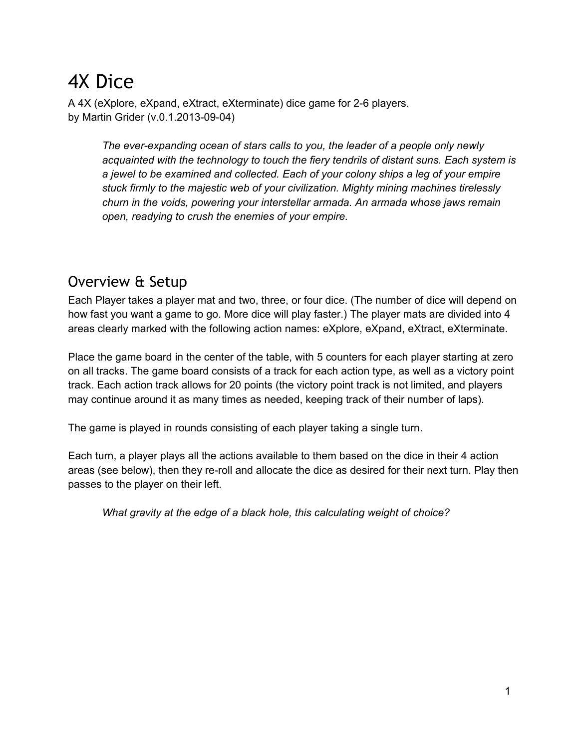# 4X Dice

A 4X (eXplore, eXpand, eXtract, eXterminate) dice game for 2-6 players.
by Martin Grider (v.0.1.2013-09-04)

> *The ever-expanding ocean of stars calls to you, the leader of a people only newly acquainted with the technology to touch the fiery tendrils of distant suns. Each system is a jewel to be examined and collected. Each of your colony ships a leg of your empire stuck firmly to the majestic web of your civilization. Mighty mining machines tirelessly churn in the voids, powering your interstellar armada. An armada whose jaws remain open, readying to crush the enemies of your empire.*

## Overview & Setup

Each Player takes a player mat and two, three, or four dice. (The number of dice will depend on how fast you want a game to go. More dice will play faster.) The player mats are divided into 4 areas clearly marked with the following action names: eXplore, eXpand, eXtract, eXterminate.

Place the game board in the center of the table, with 5 counters for each player starting at zero on all tracks. The game board consists of a track for each action type, as well as a victory point track. Each action track allows for 20 points (the victory point track is not limited, and players may continue around it as many times as needed, keeping track of their number of laps).

The game is played in rounds consisting of each player taking a single turn.

Each turn, a player plays all the actions available to them based on the dice in their 4 action areas (see below), then they re-roll and allocate the dice as desired for their next turn. Play then passes to the player on their left.

> *What gravity at the edge of a black hole, this calculating weight of choice?*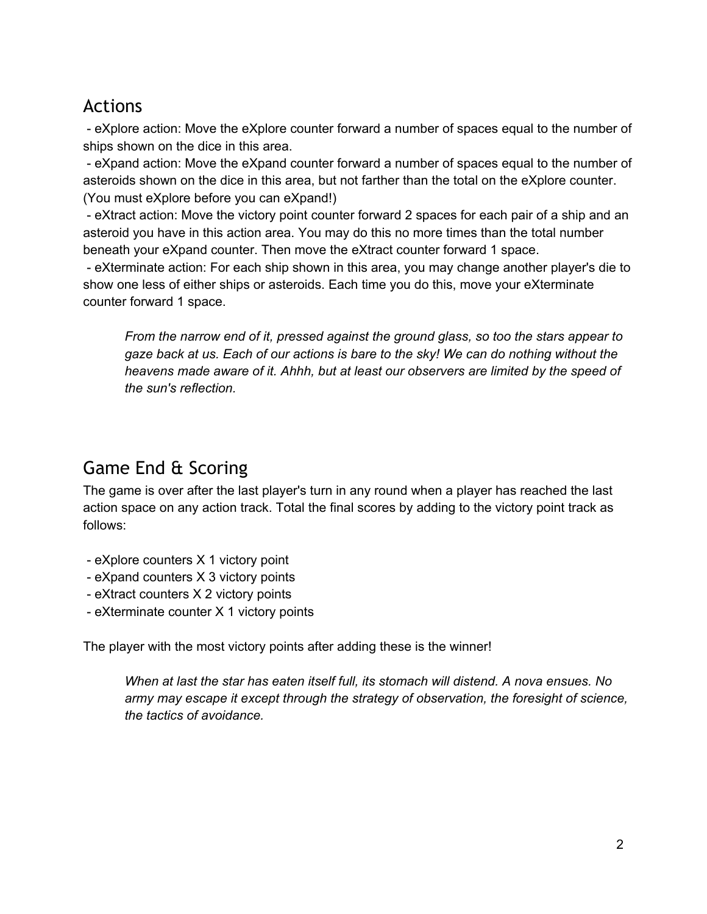## Actions

- eXplore action: Move the eXplore counter forward a number of spaces equal to the number of ships shown on the dice in this area.
- eXpand action: Move the eXpand counter forward a number of spaces equal to the number of asteroids shown on the dice in this area, but not farther than the total on the eXplore counter. (You must eXplore before you can eXpand!)
- eXtract action: Move the victory point counter forward 2 spaces for each pair of a ship and an asteroid you have in this action area. You may do this no more times than the total number beneath your eXpand counter. Then move the eXtract counter forward 1 space.
- eXterminate action: For each ship shown in this area, you may change another player's die to show one less of either ships or asteroids. Each time you do this, move your eXterminate counter forward 1 space.

> *From the narrow end of it, pressed against the ground glass, so too the stars appear to gaze back at us. Each of our actions is bare to the sky! We can do nothing without the heavens made aware of it. Ahhh, but at least our observers are limited by the speed of the sun's reflection.*

## Game End & Scoring

The game is over after the last player's turn in any round when a player has reached the last action space on any action track. Total the final scores by adding to the victory point track as follows:

- eXplore counters X 1 victory point
- eXpand counters X 3 victory points
- eXtract counters X 2 victory points
- eXterminate counter X 1 victory points

The player with the most victory points after adding these is the winner!

> *When at last the star has eaten itself full, its stomach will distend. A nova ensues. No army may escape it except through the strategy of observation, the foresight of science, the tactics of avoidance.*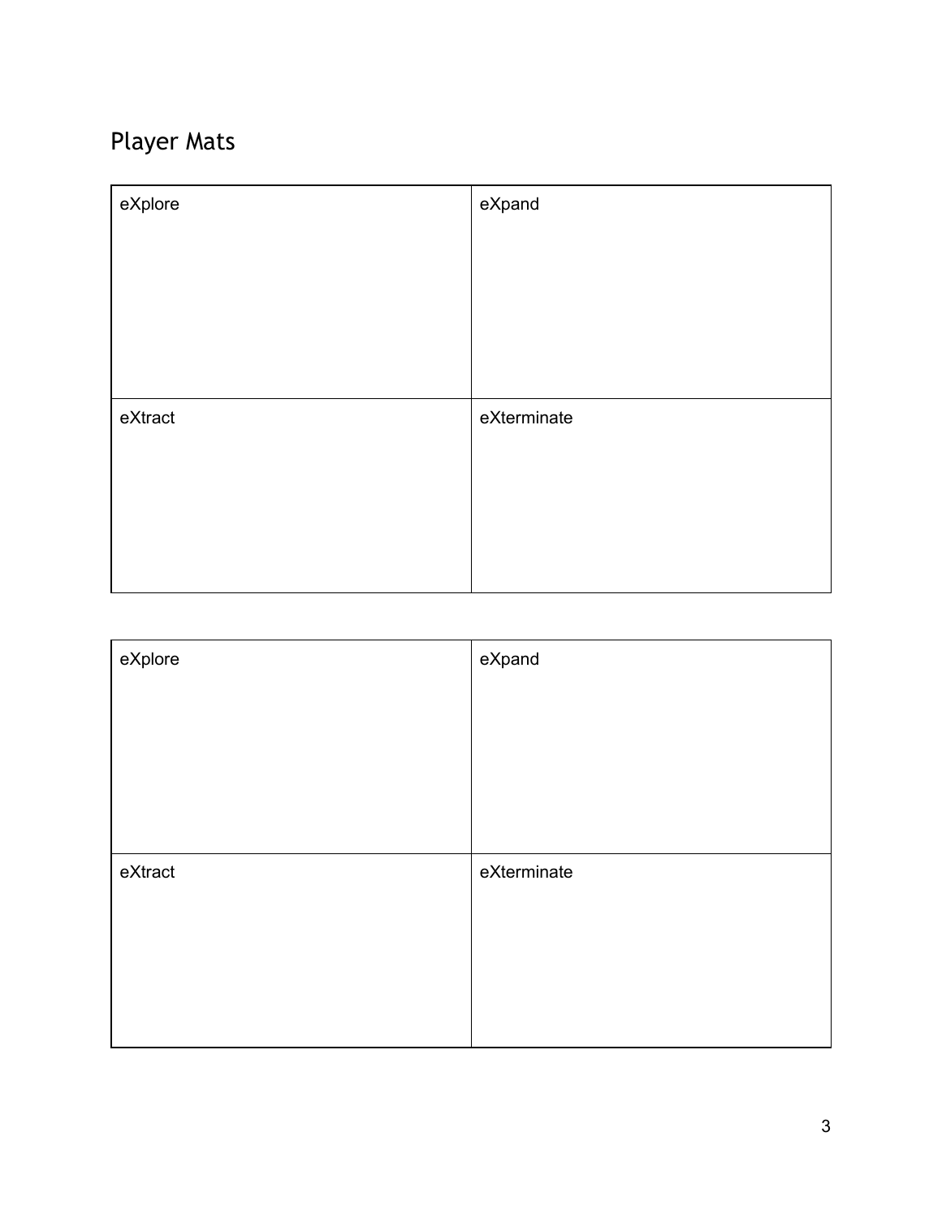## Player Mats

| eXplore | eXpand |
| --- | --- |
| eXtract | eXterminate |

| eXplore | eXpand |
| --- | --- |
| eXtract | eXterminate |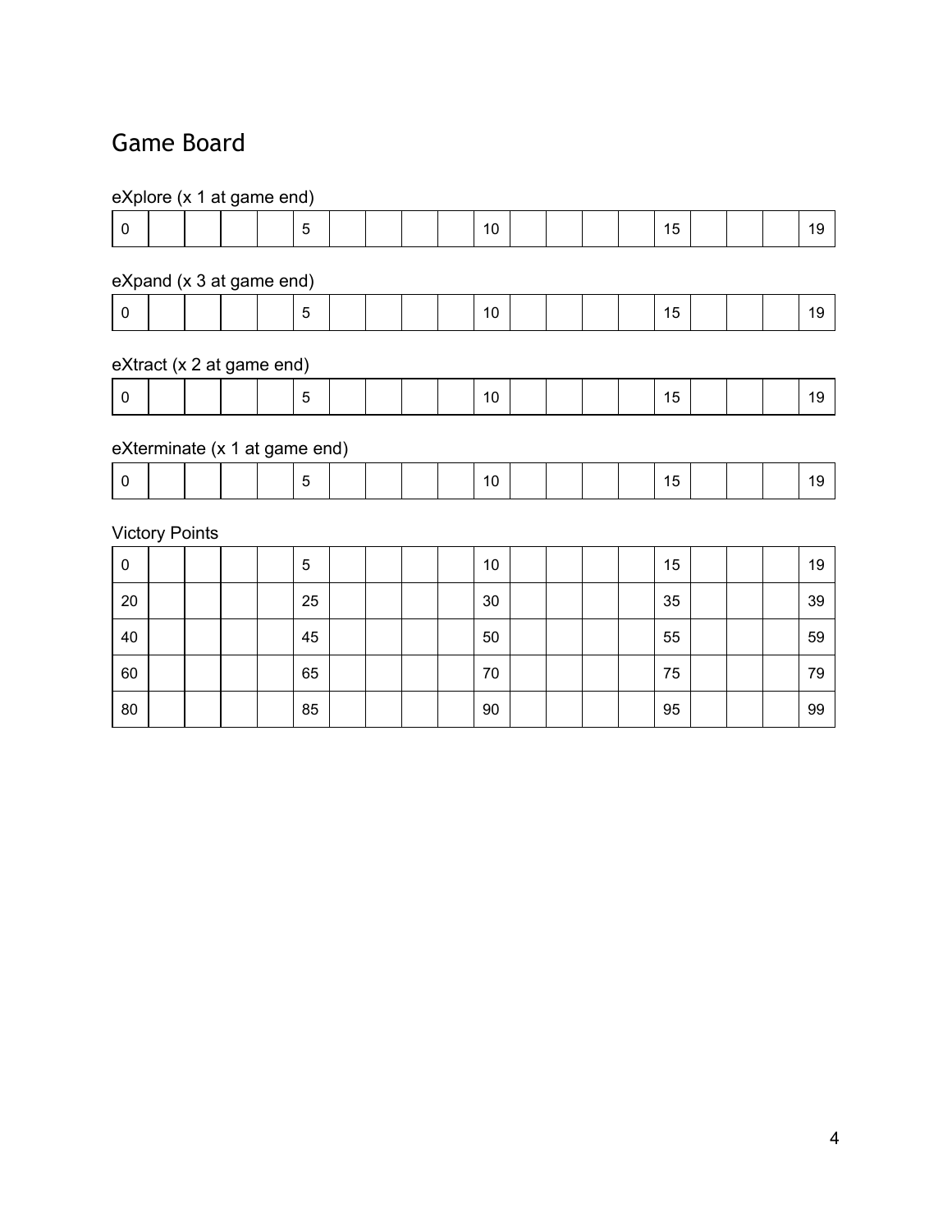# Game Board

eXplore (x 1 at game end)

| 0 | | | | | 5 | | | | | 10 | | | | | 15 | | | | 19 |
|---|---|---|---|---|---|---|---|---|---|---|---|---|---|---|---|---|---|---|---|

eXpand (x 3 at game end)

| 0 | | | | | 5 | | | | | 10 | | | | | 15 | | | | 19 |
|---|---|---|---|---|---|---|---|---|---|---|---|---|---|---|---|---|---|---|---|

eXtract (x 2 at game end)

| 0 | | | | | 5 | | | | | 10 | | | | | 15 | | | | 19 |
|---|---|---|---|---|---|---|---|---|---|---|---|---|---|---|---|---|---|---|---|

eXterminate (x 1 at game end)

| 0 | | | | | 5 | | | | | 10 | | | | | 15 | | | | 19 |
|---|---|---|---|---|---|---|---|---|---|---|---|---|---|---|---|---|---|---|---|

Victory Points

| 0 | | | | | 5 | | | | | 10 | | | | | 15 | | | | 19 |
|---|---|---|---|---|---|---|---|---|---|---|---|---|---|---|---|---|---|---|---|
| 20 | | | | | 25 | | | | | 30 | | | | | 35 | | | | 39 |
| 40 | | | | | 45 | | | | | 50 | | | | | 55 | | | | 59 |
| 60 | | | | | 65 | | | | | 70 | | | | | 75 | | | | 79 |
| 80 | | | | | 85 | | | | | 90 | | | | | 95 | | | | 99 |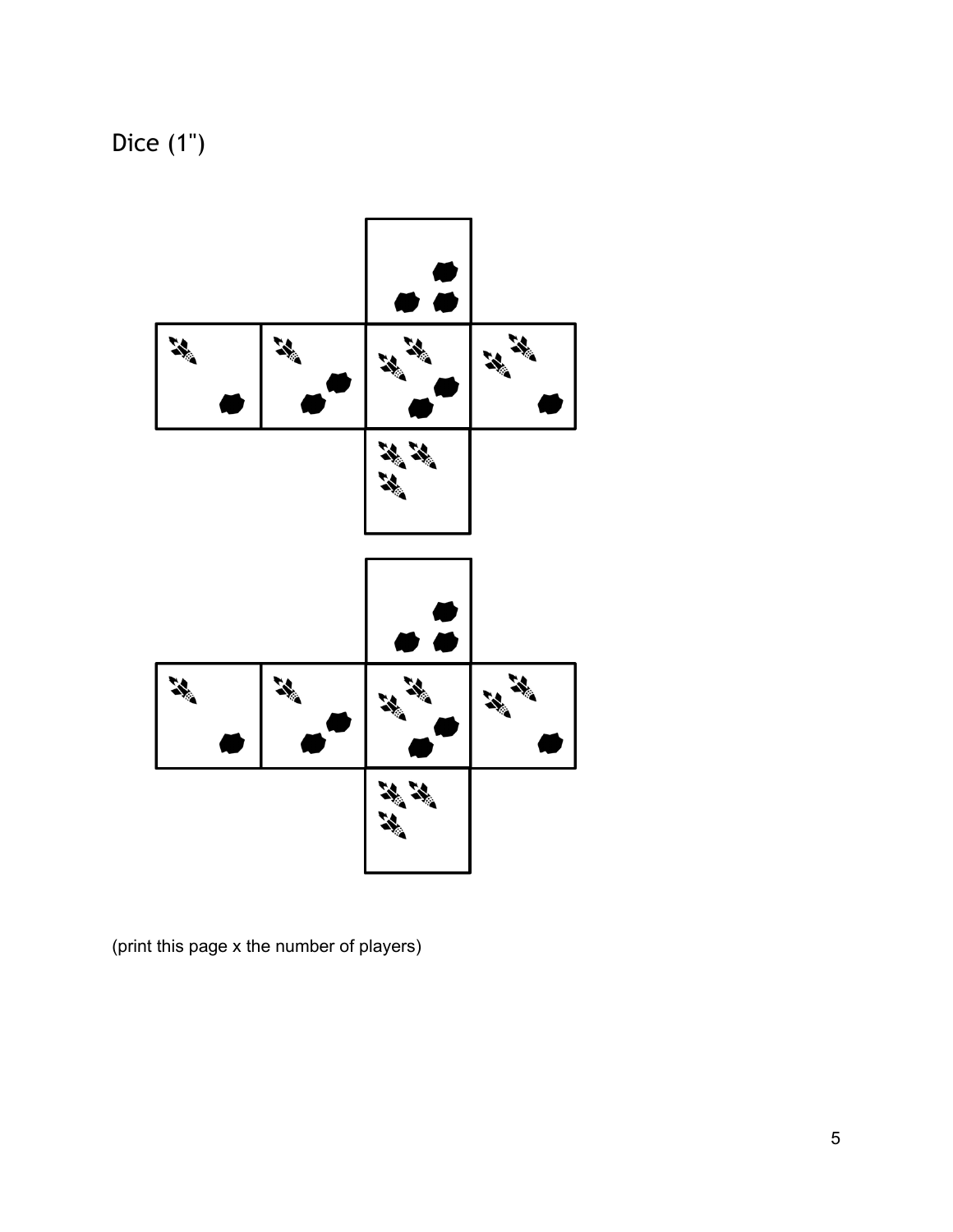# Dice (1")

(print this page x the number of players)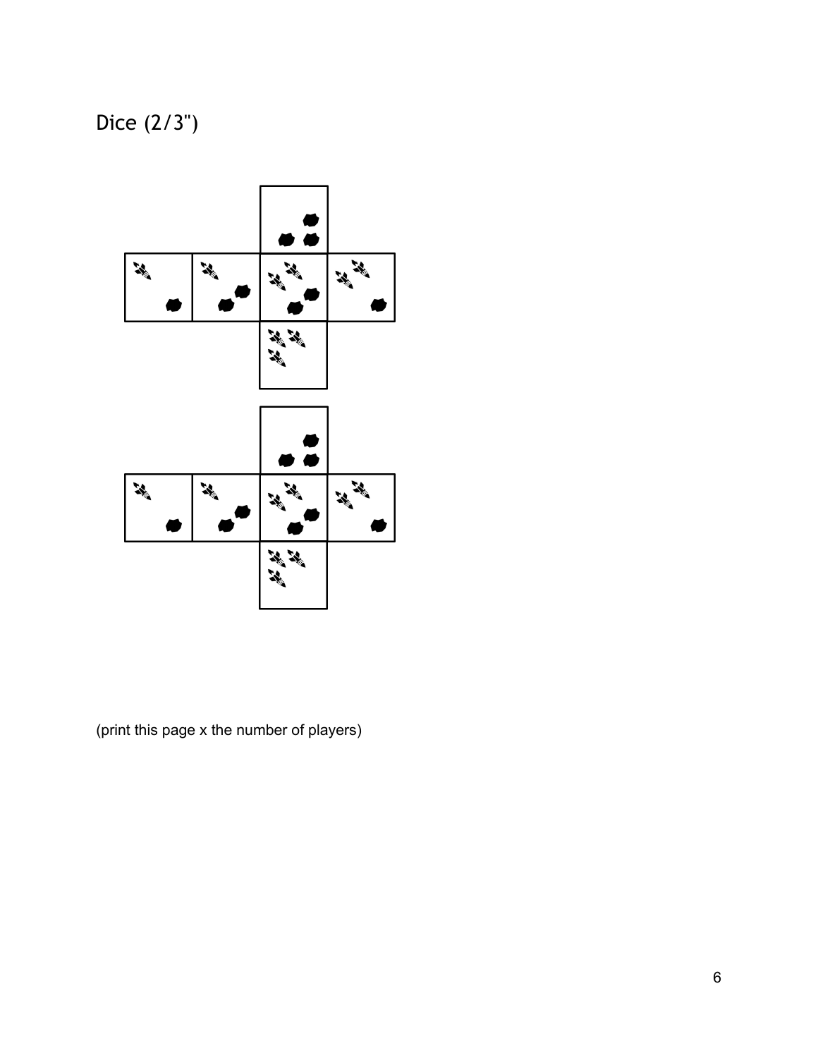# Dice (2/3")

(print this page x the number of players)